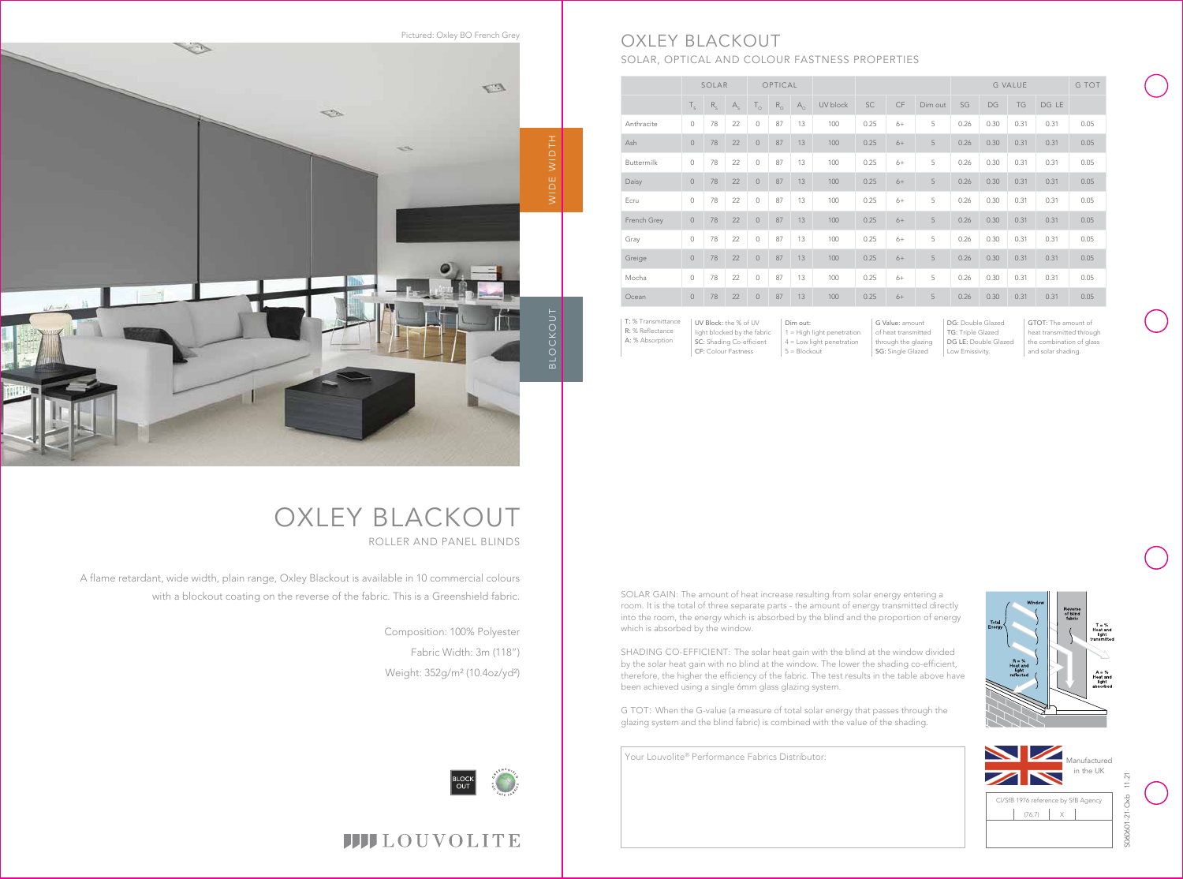Pictured: Oxley BO French Grey

WIDE WIDTH

BLOCKOUT

# OXLEY BLACKOUT

ROLLER AND PANEL BLINDS

A flame retardant, wide width, plain range, Oxley Blackout is available in 10 commercial colours with a blockout coating on the reverse of the fabric. This is a Greenshield fabric.

Composition: 100% Polyester

Fabric Width: 3m (118")

Weight: 352g/m² (10.4oz/yd²)

LOUVOLITE

# OXLEY BLACKOUT

## SOLAR, OPTICAL AND COLOUR FASTNESS PROPERTIES

| | SOLAR | | | OPTICAL | | | | | | | G VALUE | | | | G TOT |
|---|---|---|---|---|---|---|---|---|---|---|---|---|---|---|---|
| | $T_s$ | $R_s$ | $A_s$ | $T_o$ | $R_o$ | $A_o$ | UV block | SC | CF | Dim out | SG | DG | TG | DG LE | |
| Anthracite | 0 | 78 | 22 | 0 | 87 | 13 | 100 | 0.25 | 6+ | 5 | 0.26 | 0.30 | 0.31 | 0.31 | 0.05 |
| Ash | 0 | 78 | 22 | 0 | 87 | 13 | 100 | 0.25 | 6+ | 5 | 0.26 | 0.30 | 0.31 | 0.31 | 0.05 |
| Buttermilk | 0 | 78 | 22 | 0 | 87 | 13 | 100 | 0.25 | 6+ | 5 | 0.26 | 0.30 | 0.31 | 0.31 | 0.05 |
| Daisy | 0 | 78 | 22 | 0 | 87 | 13 | 100 | 0.25 | 6+ | 5 | 0.26 | 0.30 | 0.31 | 0.31 | 0.05 |
| Ecru | 0 | 78 | 22 | 0 | 87 | 13 | 100 | 0.25 | 6+ | 5 | 0.26 | 0.30 | 0.31 | 0.31 | 0.05 |
| French Grey | 0 | 78 | 22 | 0 | 87 | 13 | 100 | 0.25 | 6+ | 5 | 0.26 | 0.30 | 0.31 | 0.31 | 0.05 |
| Gray | 0 | 78 | 22 | 0 | 87 | 13 | 100 | 0.25 | 6+ | 5 | 0.26 | 0.30 | 0.31 | 0.31 | 0.05 |
| Greige | 0 | 78 | 22 | 0 | 87 | 13 | 100 | 0.25 | 6+ | 5 | 0.26 | 0.30 | 0.31 | 0.31 | 0.05 |
| Mocha | 0 | 78 | 22 | 0 | 87 | 13 | 100 | 0.25 | 6+ | 5 | 0.26 | 0.30 | 0.31 | 0.31 | 0.05 |
| Ocean | 0 | 78 | 22 | 0 | 87 | 13 | 100 | 0.25 | 6+ | 5 | 0.26 | 0.30 | 0.31 | 0.31 | 0.05 |

**T:** % Transmittance
**R:** % Reflectance
**A:** % Absorption

**UV Block:** the % of UV light blocked by the fabric
**SC:** Shading Co-efficient
**CF:** Colour Fastness

**Dim out:**
1 = High light penetration
4 = Low light penetration
5 = Blockout

**G Value:** amount of heat transmitted through the glazing
**SG:** Single Glazed

**DG:** Double Glazed
**TG:** Triple Glazed
**DG LE:** Double Glazed Low Emissivity.

**GTOT:** The amount of heat transmitted through the combination of glass and solar shading.

SOLAR GAIN: The amount of heat increase resulting from solar energy entering a room. It is the total of three separate parts - the amount of energy transmitted directly into the room, the energy which is absorbed by the blind and the proportion of energy which is absorbed by the window.

SHADING CO-EFFICIENT: The solar heat gain with the blind at the window divided by the solar heat gain with no blind at the window. The lower the shading co-efficient, therefore, the higher the efficiency of the fabric. The test results in the table above have been achieved using a single 6mm glass glazing system.

G TOT: When the G-value (a measure of total solar energy that passes through the glazing system and the blind fabric) is combined with the value of the shading.

Window | Reverse of blind fabric | Total Energy | T = % Heat and light transmitted | R = % Heat and light reflected | A = % Heat and light absorbed

Your Louvolite® Performance Fabrics Distributor:

Manufactured in the UK

CI/SfB 1976 reference by SfB Agency

| (76.7) | X | |
|---|---|---|

S060601-21-Oxb 11.21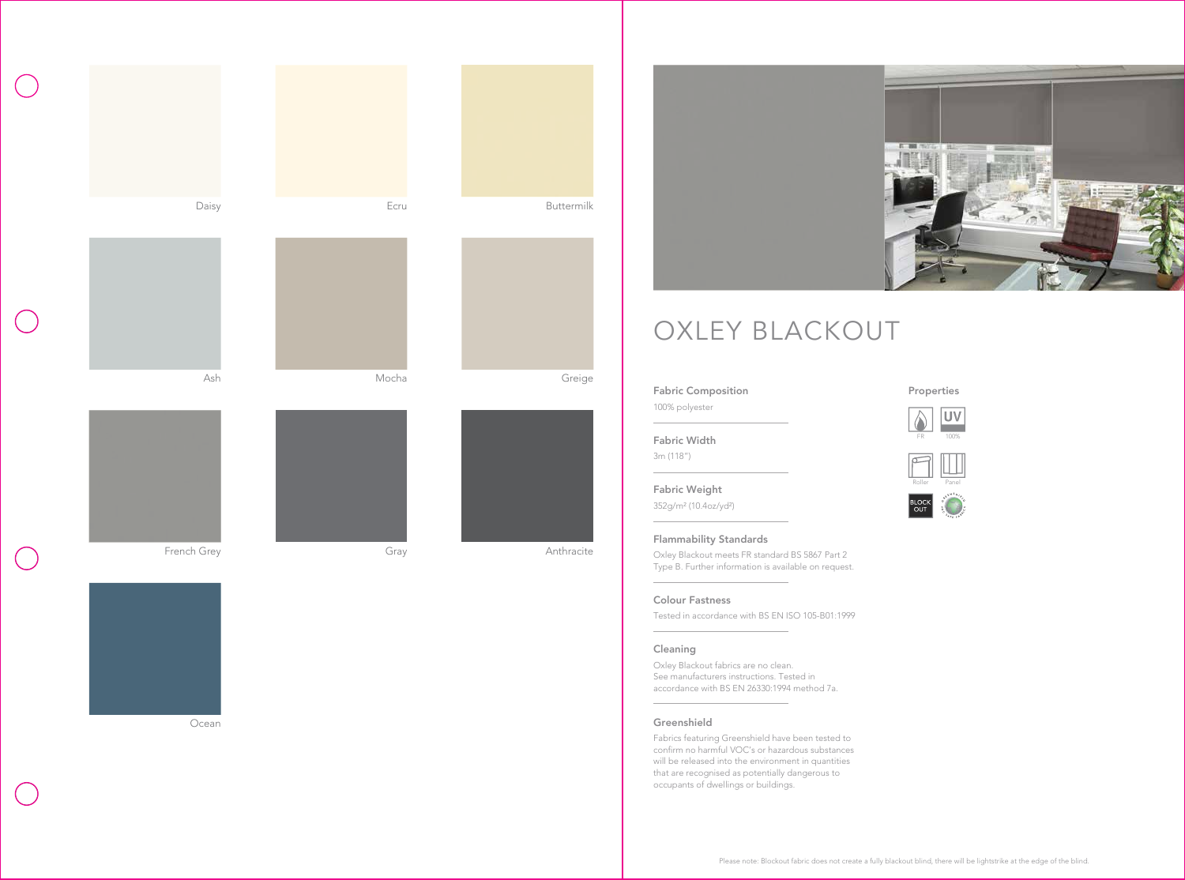Daisy

Ecru

Buttermilk

Ash

Mocha

Greige

French Grey

Gray

Anthracite

Ocean

# OXLEY BLACKOUT

### Fabric Composition

100% polyester

### Fabric Width

3m (118")

### Fabric Weight

352g/m² (10.4oz/yd²)

### Flammability Standards

Oxley Blackout meets FR standard BS 5867 Part 2 Type B. Further information is available on request.

### Colour Fastness

Tested in accordance with BS EN ISO 105-B01:1999

### Cleaning

Oxley Blackout fabrics are no clean. See manufacturers instructions. Tested in accordance with BS EN 26330:1994 method 7a.

### Greenshield

Fabrics featuring Greenshield have been tested to confirm no harmful VOC's or hazardous substances will be released into the environment in quantities that are recognised as potentially dangerous to occupants of dwellings or buildings.

### Properties

FR

UV 100%

Roller

Panel

BLOCK OUT

Please note: Blockout fabric does not create a fully blackout blind, there will be lightstrike at the edge of the blind.